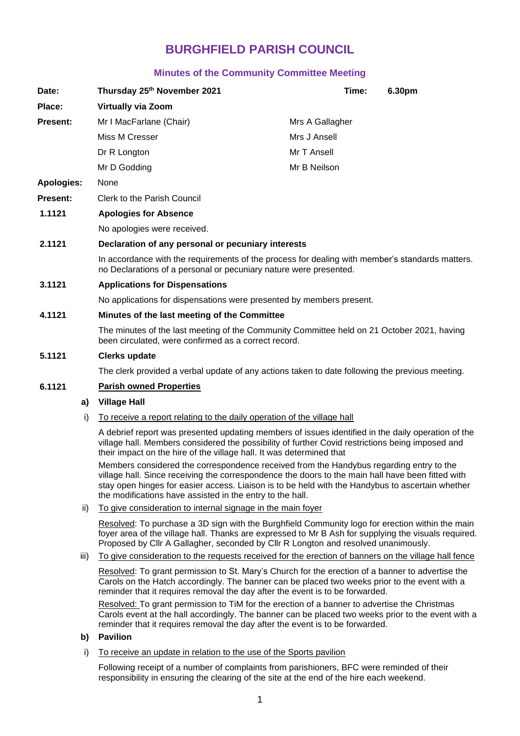# BURGHFIELD PARISH COUNCIL

## Minutes of the Community Committee Meeting

| | | | |
|---|---|---|---|
| **Date:** | **Thursday 25th November 2021** | **Time:** | **6.30pm** |
| **Place:** | **Virtually via Zoom** | | |
| **Present:** | Mr I MacFarlane (Chair) | Mrs A Gallagher | |
| | Miss M Cresser | Mrs J Ansell | |
| | Dr R Longton | Mr T Ansell | |
| | Mr D Godding | Mr B Neilson | |
| **Apologies:** | None | | |
| **Present:** | Clerk to the Parish Council | | |

**1.1121 Apologies for Absence**

No apologies were received.

**2.1121 Declaration of any personal or pecuniary interests**

In accordance with the requirements of the process for dealing with member's standards matters. no Declarations of a personal or pecuniary nature were presented.

**3.1121 Applications for Dispensations**

No applications for dispensations were presented by members present.

**4.1121 Minutes of the last meeting of the Committee**

The minutes of the last meeting of the Community Committee held on 21 October 2021, having been circulated, were confirmed as a correct record.

**5.1121 Clerks update**

The clerk provided a verbal update of any actions taken to date following the previous meeting.

**6.1121 Parish owned Properties**

**a) Village Hall**

i) To receive a report relating to the daily operation of the village hall

A debrief report was presented updating members of issues identified in the daily operation of the village hall. Members considered the possibility of further Covid restrictions being imposed and their impact on the hire of the village hall. It was determined that

Members considered the correspondence received from the Handybus regarding entry to the village hall. Since receiving the correspondence the doors to the main hall have been fitted with stay open hinges for easier access. Liaison is to be held with the Handybus to ascertain whether the modifications have assisted in the entry to the hall.

ii) To give consideration to internal signage in the main foyer

Resolved: To purchase a 3D sign with the Burghfield Community logo for erection within the main foyer area of the village hall. Thanks are expressed to Mr B Ash for supplying the visuals required. Proposed by Cllr A Gallagher, seconded by Cllr R Longton and resolved unanimously.

iii) To give consideration to the requests received for the erection of banners on the village hall fence

Resolved: To grant permission to St. Mary's Church for the erection of a banner to advertise the Carols on the Hatch accordingly. The banner can be placed two weeks prior to the event with a reminder that it requires removal the day after the event is to be forwarded.

Resolved: To grant permission to TiM for the erection of a banner to advertise the Christmas Carols event at the hall accordingly. The banner can be placed two weeks prior to the event with a reminder that it requires removal the day after the event is to be forwarded.

**b) Pavilion**

i) To receive an update in relation to the use of the Sports pavilion

Following receipt of a number of complaints from parishioners, BFC were reminded of their responsibility in ensuring the clearing of the site at the end of the hire each weekend.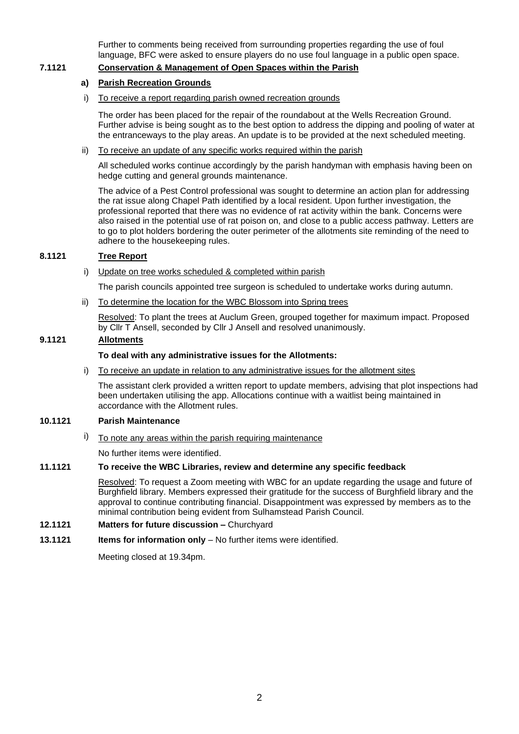Further to comments being received from surrounding properties regarding the use of foul language, BFC were asked to ensure players do no use foul language in a public open space.

**7.1121 Conservation & Management of Open Spaces within the Parish**

**a) Parish Recreation Grounds**

i) To receive a report regarding parish owned recreation grounds

The order has been placed for the repair of the roundabout at the Wells Recreation Ground. Further advise is being sought as to the best option to address the dipping and pooling of water at the entranceways to the play areas. An update is to be provided at the next scheduled meeting.

ii) To receive an update of any specific works required within the parish

All scheduled works continue accordingly by the parish handyman with emphasis having been on hedge cutting and general grounds maintenance.

The advice of a Pest Control professional was sought to determine an action plan for addressing the rat issue along Chapel Path identified by a local resident. Upon further investigation, the professional reported that there was no evidence of rat activity within the bank. Concerns were also raised in the potential use of rat poison on, and close to a public access pathway. Letters are to go to plot holders bordering the outer perimeter of the allotments site reminding of the need to adhere to the housekeeping rules.

**8.1121 Tree Report**

i) Update on tree works scheduled & completed within parish

The parish councils appointed tree surgeon is scheduled to undertake works during autumn.

ii) To determine the location for the WBC Blossom into Spring trees

Resolved: To plant the trees at Auclum Green, grouped together for maximum impact. Proposed by Cllr T Ansell, seconded by Cllr J Ansell and resolved unanimously.

**9.1121 Allotments**

**To deal with any administrative issues for the Allotments:**

i) To receive an update in relation to any administrative issues for the allotment sites

The assistant clerk provided a written report to update members, advising that plot inspections had been undertaken utilising the app. Allocations continue with a waitlist being maintained in accordance with the Allotment rules.

**10.1121 Parish Maintenance**

i) To note any areas within the parish requiring maintenance

No further items were identified.

**11.1121 To receive the WBC Libraries, review and determine any specific feedback**

Resolved: To request a Zoom meeting with WBC for an update regarding the usage and future of Burghfield library. Members expressed their gratitude for the success of Burghfield library and the approval to continue contributing financial. Disappointment was expressed by members as to the minimal contribution being evident from Sulhamstead Parish Council.

**12.1121 Matters for future discussion –** Churchyard

**13.1121 Items for information only** – No further items were identified.

Meeting closed at 19.34pm.